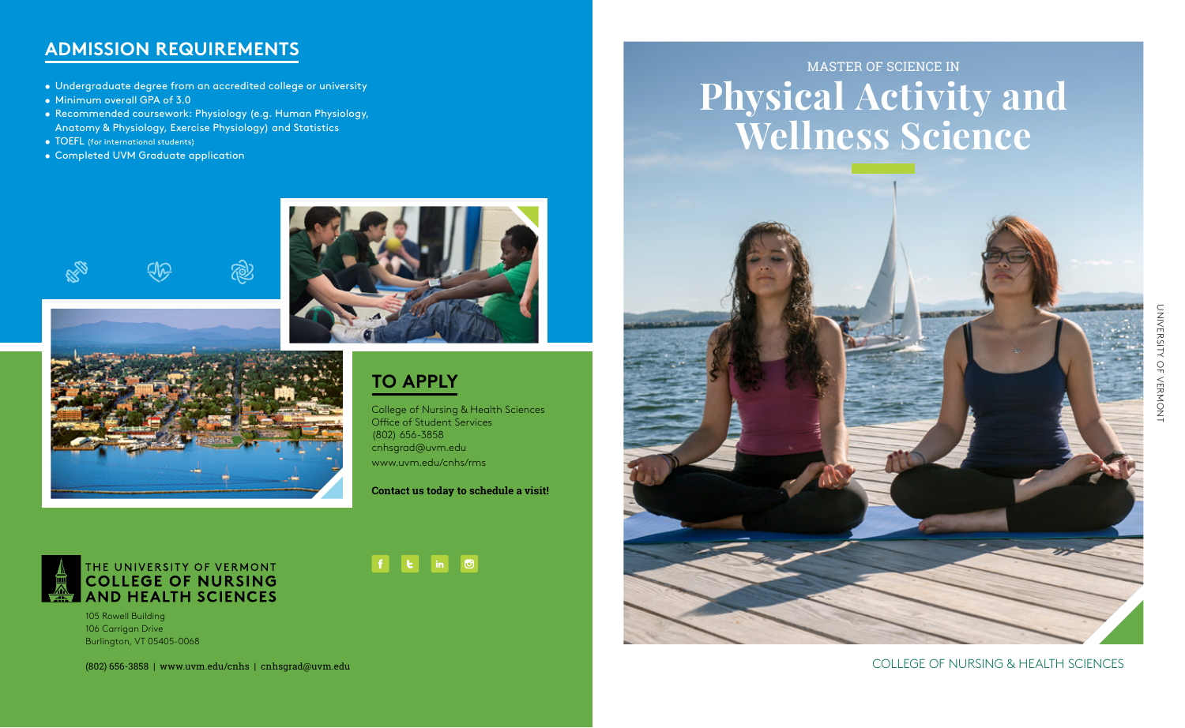## ADMISSION REQUIREMENTS

- Undergraduate degree from an accredited college or university
- Minimum overall GPA of 3.0
- Recommended coursework: Physiology (e.g. Human Physiology, Anatomy & Physiology, Exercise Physiology) and Statistics
- TOEFL (for international students)
- Completed UVM Graduate application

## TO APPLY

College of Nursing & Health Sciences
Office of Student Services
(802) 656-3858
cnhsgrad@uvm.edu
www.uvm.edu/cnhs/rms

**Contact us today to schedule a visit!**

THE UNIVERSITY OF VERMONT
**COLLEGE OF NURSING AND HEALTH SCIENCES**

105 Rowell Building
106 Carrigan Drive
Burlington, VT 05405-0068

(802) 656-3858 | www.uvm.edu/cnhs | cnhsgrad@uvm.edu

MASTER OF SCIENCE IN

# Physical Activity and Wellness Science

UNIVERSITY OF VERMONT

COLLEGE OF NURSING & HEALTH SCIENCES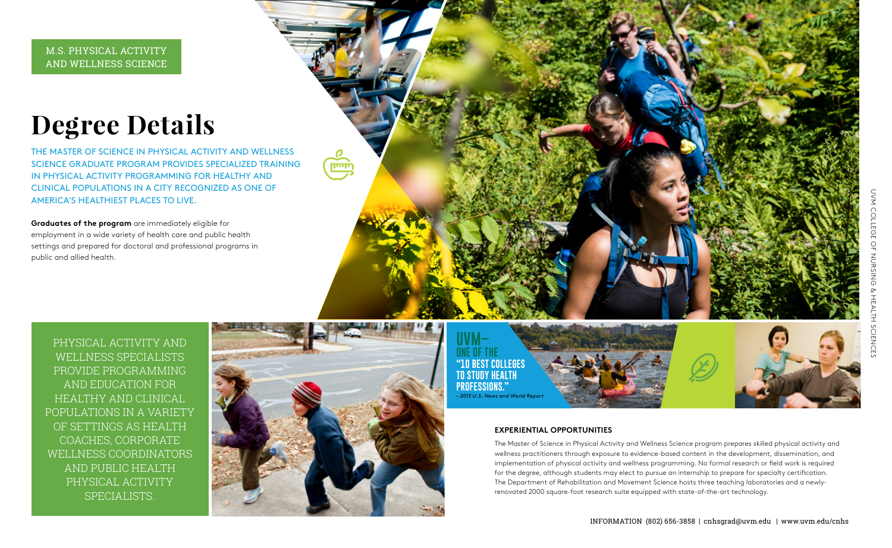M.S. PHYSICAL ACTIVITY AND WELLNESS SCIENCE

# Degree Details

THE MASTER OF SCIENCE IN PHYSICAL ACTIVITY AND WELLNESS SCIENCE GRADUATE PROGRAM PROVIDES SPECIALIZED TRAINING IN PHYSICAL ACTIVITY PROGRAMMING FOR HEALTHY AND CLINICAL POPULATIONS IN A CITY RECOGNIZED AS ONE OF AMERICA'S HEALTHIEST PLACES TO LIVE.

**Graduates of the program** are immediately eligible for employment in a wide variety of health care and public health settings and prepared for doctoral and professional programs in public and allied health.

PHYSICAL ACTIVITY AND WELLNESS SPECIALISTS PROVIDE PROGRAMMING AND EDUCATION FOR HEALTHY AND CLINICAL POPULATIONS IN A VARIETY OF SETTINGS AS HEALTH COACHES, CORPORATE WELLNESS COORDINATORS AND PUBLIC HEALTH PHYSICAL ACTIVITY SPECIALISTS.

UVM– ONE OF THE "10 BEST COLLEGES TO STUDY HEALTH PROFESSIONS."

*– 2015 U.S. News and World Report*

### EXPERIENTIAL OPPORTUNITIES

The Master of Science in Physical Activity and Wellness Science program prepares skilled physical activity and wellness practitioners through exposure to evidence-based content in the development, dissemination, and implementation of physical activity and wellness programming. No formal research or field work is required for the degree, although students may elect to pursue an internship to prepare for specialty certification. The Department of Rehabilitation and Movement Science hosts three teaching laboratories and a newly-renovated 2000 square-foot research suite equipped with state-of-the-art technology.

INFORMATION (802) 656-3858 | cnhsgrad@uvm.edu | www.uvm.edu/cnhs

UVM COLLEGE OF NURSING & HEALTH SCIENCES